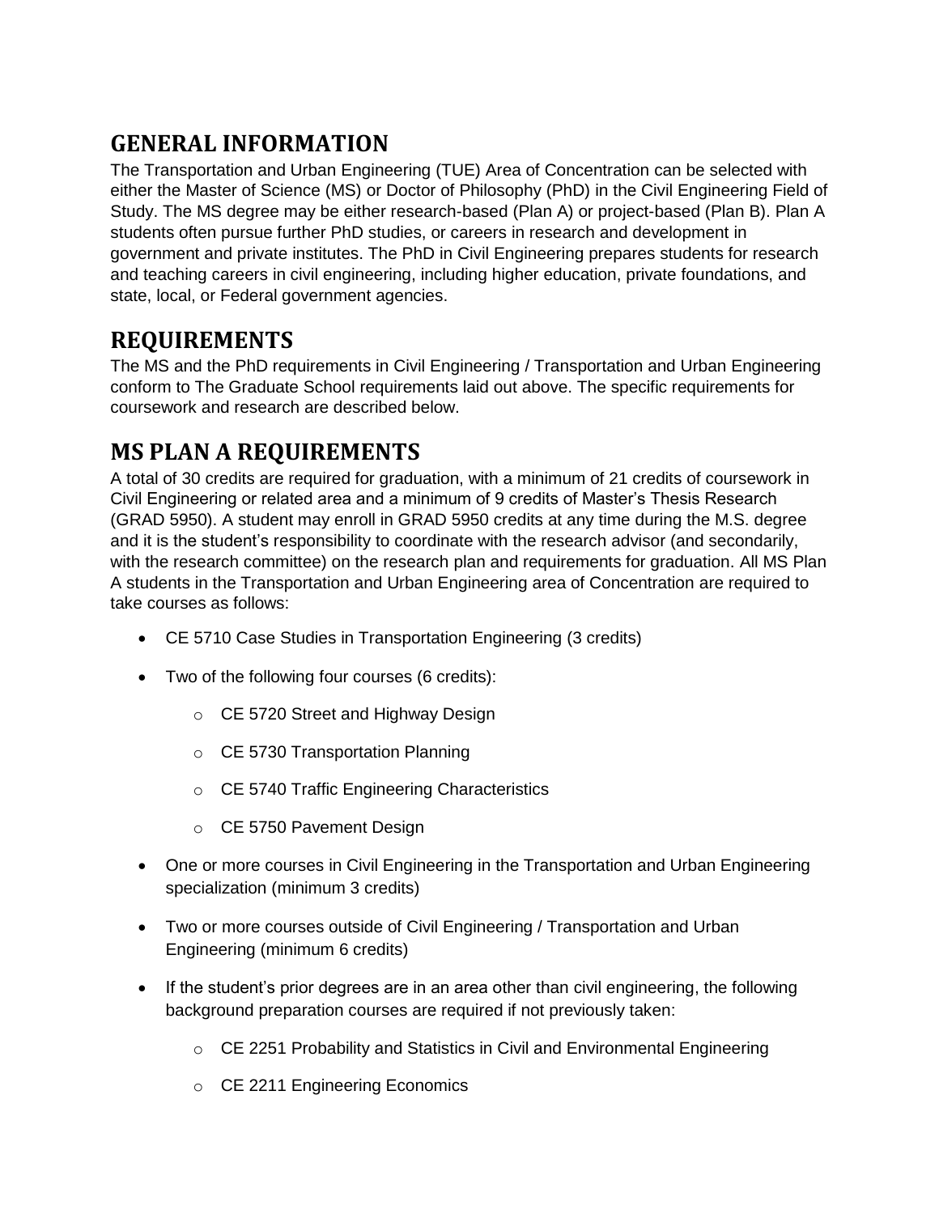## GENERAL INFORMATION

The Transportation and Urban Engineering (TUE) Area of Concentration can be selected with either the Master of Science (MS) or Doctor of Philosophy (PhD) in the Civil Engineering Field of Study. The MS degree may be either research-based (Plan A) or project-based (Plan B). Plan A students often pursue further PhD studies, or careers in research and development in government and private institutes. The PhD in Civil Engineering prepares students for research and teaching careers in civil engineering, including higher education, private foundations, and state, local, or Federal government agencies.

## REQUIREMENTS

The MS and the PhD requirements in Civil Engineering / Transportation and Urban Engineering conform to The Graduate School requirements laid out above. The specific requirements for coursework and research are described below.

## MS PLAN A REQUIREMENTS

A total of 30 credits are required for graduation, with a minimum of 21 credits of coursework in Civil Engineering or related area and a minimum of 9 credits of Master's Thesis Research (GRAD 5950). A student may enroll in GRAD 5950 credits at any time during the M.S. degree and it is the student's responsibility to coordinate with the research advisor (and secondarily, with the research committee) on the research plan and requirements for graduation. All MS Plan A students in the Transportation and Urban Engineering area of Concentration are required to take courses as follows:

- CE 5710 Case Studies in Transportation Engineering (3 credits)
- Two of the following four courses (6 credits):
    - CE 5720 Street and Highway Design
    - CE 5730 Transportation Planning
    - CE 5740 Traffic Engineering Characteristics
    - CE 5750 Pavement Design
- One or more courses in Civil Engineering in the Transportation and Urban Engineering specialization (minimum 3 credits)
- Two or more courses outside of Civil Engineering / Transportation and Urban Engineering (minimum 6 credits)
- If the student's prior degrees are in an area other than civil engineering, the following background preparation courses are required if not previously taken:
    - CE 2251 Probability and Statistics in Civil and Environmental Engineering
    - CE 2211 Engineering Economics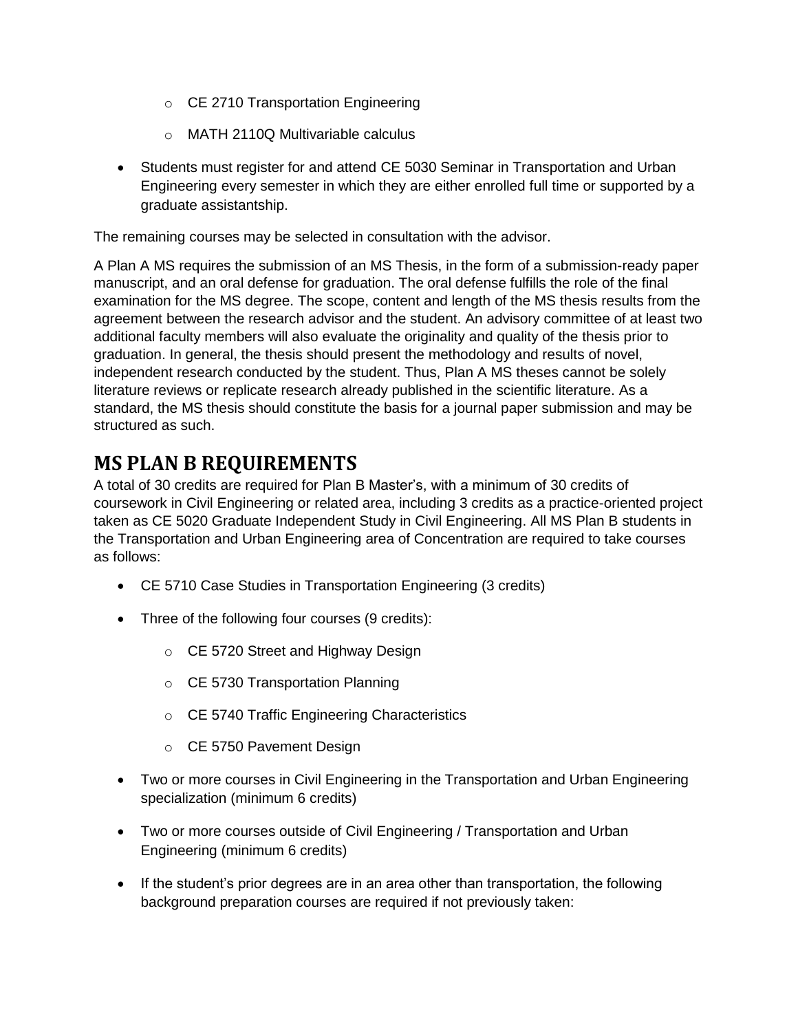- CE 2710 Transportation Engineering
  - MATH 2110Q Multivariable calculus

- Students must register for and attend CE 5030 Seminar in Transportation and Urban Engineering every semester in which they are either enrolled full time or supported by a graduate assistantship.

The remaining courses may be selected in consultation with the advisor.

A Plan A MS requires the submission of an MS Thesis, in the form of a submission-ready paper manuscript, and an oral defense for graduation. The oral defense fulfills the role of the final examination for the MS degree. The scope, content and length of the MS thesis results from the agreement between the research advisor and the student. An advisory committee of at least two additional faculty members will also evaluate the originality and quality of the thesis prior to graduation. In general, the thesis should present the methodology and results of novel, independent research conducted by the student. Thus, Plan A MS theses cannot be solely literature reviews or replicate research already published in the scientific literature. As a standard, the MS thesis should constitute the basis for a journal paper submission and may be structured as such.

## MS PLAN B REQUIREMENTS

A total of 30 credits are required for Plan B Master's, with a minimum of 30 credits of coursework in Civil Engineering or related area, including 3 credits as a practice-oriented project taken as CE 5020 Graduate Independent Study in Civil Engineering. All MS Plan B students in the Transportation and Urban Engineering area of Concentration are required to take courses as follows:

- CE 5710 Case Studies in Transportation Engineering (3 credits)
- Three of the following four courses (9 credits):
  - CE 5720 Street and Highway Design
  - CE 5730 Transportation Planning
  - CE 5740 Traffic Engineering Characteristics
  - CE 5750 Pavement Design
- Two or more courses in Civil Engineering in the Transportation and Urban Engineering specialization (minimum 6 credits)
- Two or more courses outside of Civil Engineering / Transportation and Urban Engineering (minimum 6 credits)
- If the student's prior degrees are in an area other than transportation, the following background preparation courses are required if not previously taken: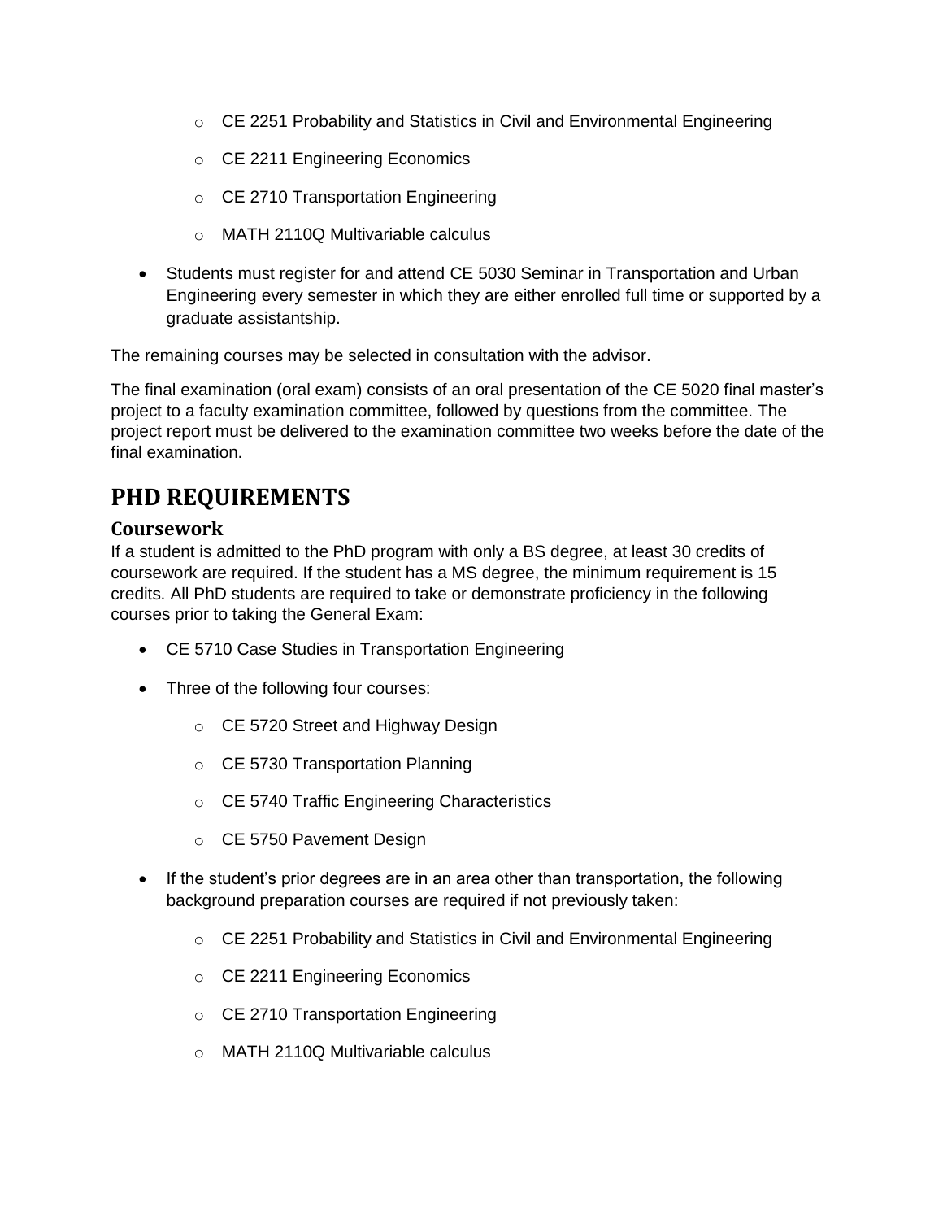- CE 2251 Probability and Statistics in Civil and Environmental Engineering
  - CE 2211 Engineering Economics
  - CE 2710 Transportation Engineering
  - MATH 2110Q Multivariable calculus
- Students must register for and attend CE 5030 Seminar in Transportation and Urban Engineering every semester in which they are either enrolled full time or supported by a graduate assistantship.

The remaining courses may be selected in consultation with the advisor.

The final examination (oral exam) consists of an oral presentation of the CE 5020 final master's project to a faculty examination committee, followed by questions from the committee. The project report must be delivered to the examination committee two weeks before the date of the final examination.

## PHD REQUIREMENTS

### Coursework

If a student is admitted to the PhD program with only a BS degree, at least 30 credits of coursework are required. If the student has a MS degree, the minimum requirement is 15 credits. All PhD students are required to take or demonstrate proficiency in the following courses prior to taking the General Exam:

- CE 5710 Case Studies in Transportation Engineering
- Three of the following four courses:
  - CE 5720 Street and Highway Design
  - CE 5730 Transportation Planning
  - CE 5740 Traffic Engineering Characteristics
  - CE 5750 Pavement Design
- If the student's prior degrees are in an area other than transportation, the following background preparation courses are required if not previously taken:
  - CE 2251 Probability and Statistics in Civil and Environmental Engineering
  - CE 2211 Engineering Economics
  - CE 2710 Transportation Engineering
  - MATH 2110Q Multivariable calculus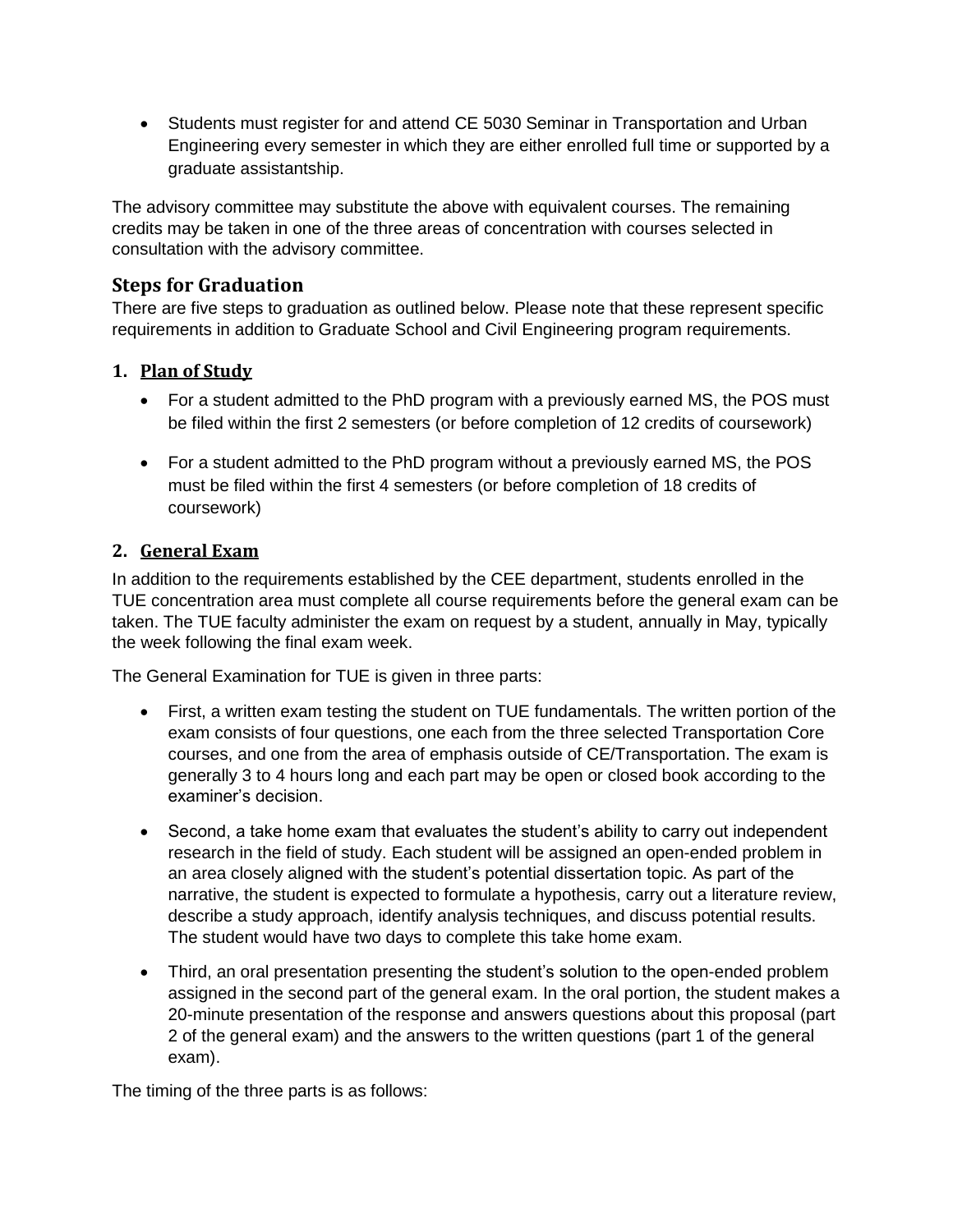- Students must register for and attend CE 5030 Seminar in Transportation and Urban Engineering every semester in which they are either enrolled full time or supported by a graduate assistantship.

The advisory committee may substitute the above with equivalent courses. The remaining credits may be taken in one of the three areas of concentration with courses selected in consultation with the advisory committee.

## Steps for Graduation

There are five steps to graduation as outlined below. Please note that these represent specific requirements in addition to Graduate School and Civil Engineering program requirements.

### 1. Plan of Study

- For a student admitted to the PhD program with a previously earned MS, the POS must be filed within the first 2 semesters (or before completion of 12 credits of coursework)
- For a student admitted to the PhD program without a previously earned MS, the POS must be filed within the first 4 semesters (or before completion of 18 credits of coursework)

### 2. General Exam

In addition to the requirements established by the CEE department, students enrolled in the TUE concentration area must complete all course requirements before the general exam can be taken. The TUE faculty administer the exam on request by a student, annually in May, typically the week following the final exam week.

The General Examination for TUE is given in three parts:

- First, a written exam testing the student on TUE fundamentals. The written portion of the exam consists of four questions, one each from the three selected Transportation Core courses, and one from the area of emphasis outside of CE/Transportation. The exam is generally 3 to 4 hours long and each part may be open or closed book according to the examiner's decision.
- Second, a take home exam that evaluates the student's ability to carry out independent research in the field of study. Each student will be assigned an open-ended problem in an area closely aligned with the student's potential dissertation topic. As part of the narrative, the student is expected to formulate a hypothesis, carry out a literature review, describe a study approach, identify analysis techniques, and discuss potential results. The student would have two days to complete this take home exam.
- Third, an oral presentation presenting the student's solution to the open-ended problem assigned in the second part of the general exam. In the oral portion, the student makes a 20-minute presentation of the response and answers questions about this proposal (part 2 of the general exam) and the answers to the written questions (part 1 of the general exam).

The timing of the three parts is as follows: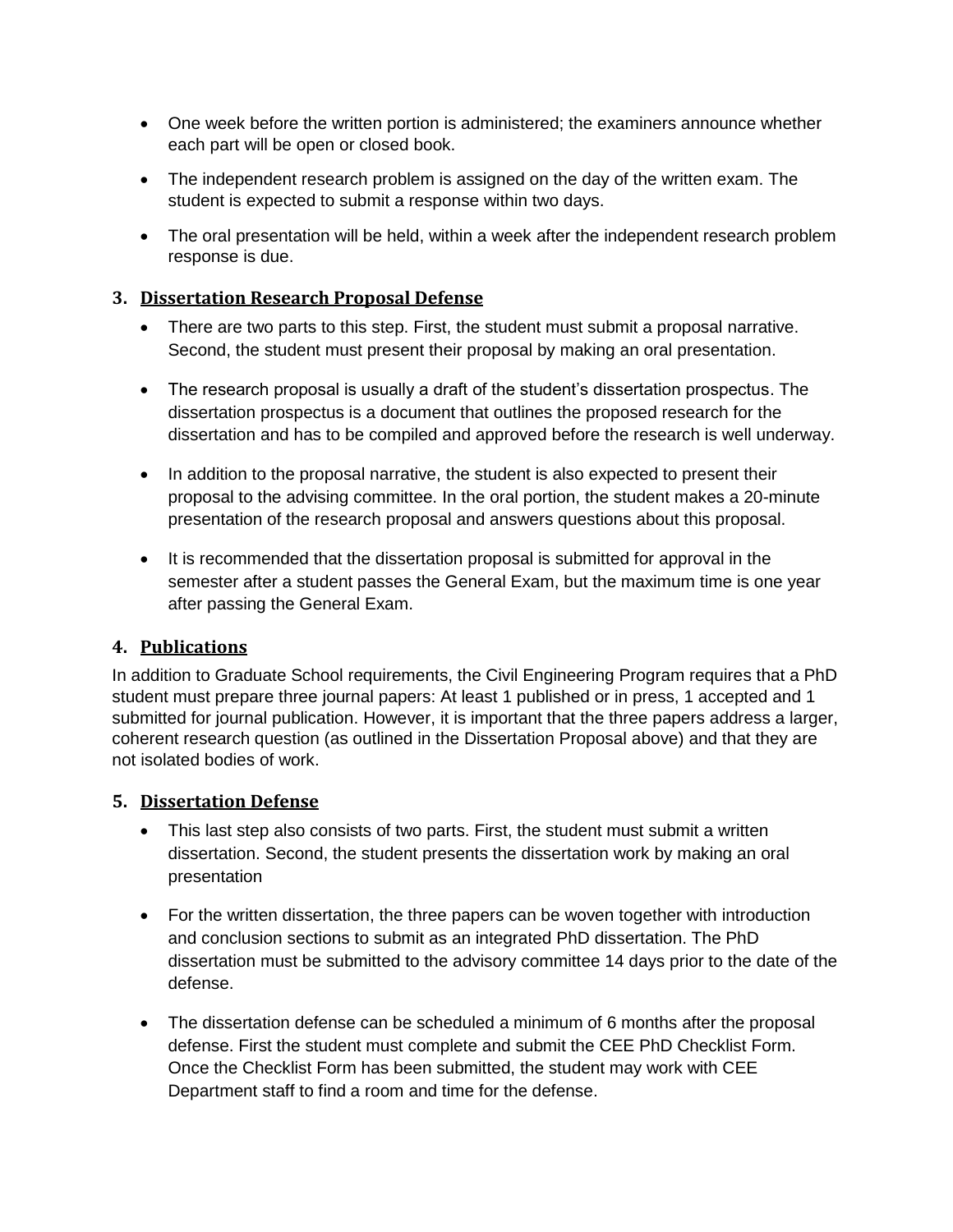- One week before the written portion is administered; the examiners announce whether each part will be open or closed book.
- The independent research problem is assigned on the day of the written exam. The student is expected to submit a response within two days.
- The oral presentation will be held, within a week after the independent research problem response is due.

### 3. Dissertation Research Proposal Defense

- There are two parts to this step. First, the student must submit a proposal narrative. Second, the student must present their proposal by making an oral presentation.
- The research proposal is usually a draft of the student's dissertation prospectus. The dissertation prospectus is a document that outlines the proposed research for the dissertation and has to be compiled and approved before the research is well underway.
- In addition to the proposal narrative, the student is also expected to present their proposal to the advising committee. In the oral portion, the student makes a 20-minute presentation of the research proposal and answers questions about this proposal.
- It is recommended that the dissertation proposal is submitted for approval in the semester after a student passes the General Exam, but the maximum time is one year after passing the General Exam.

### 4. Publications

In addition to Graduate School requirements, the Civil Engineering Program requires that a PhD student must prepare three journal papers: At least 1 published or in press, 1 accepted and 1 submitted for journal publication. However, it is important that the three papers address a larger, coherent research question (as outlined in the Dissertation Proposal above) and that they are not isolated bodies of work.

### 5. Dissertation Defense

- This last step also consists of two parts. First, the student must submit a written dissertation. Second, the student presents the dissertation work by making an oral presentation
- For the written dissertation, the three papers can be woven together with introduction and conclusion sections to submit as an integrated PhD dissertation. The PhD dissertation must be submitted to the advisory committee 14 days prior to the date of the defense.
- The dissertation defense can be scheduled a minimum of 6 months after the proposal defense. First the student must complete and submit the CEE PhD Checklist Form. Once the Checklist Form has been submitted, the student may work with CEE Department staff to find a room and time for the defense.